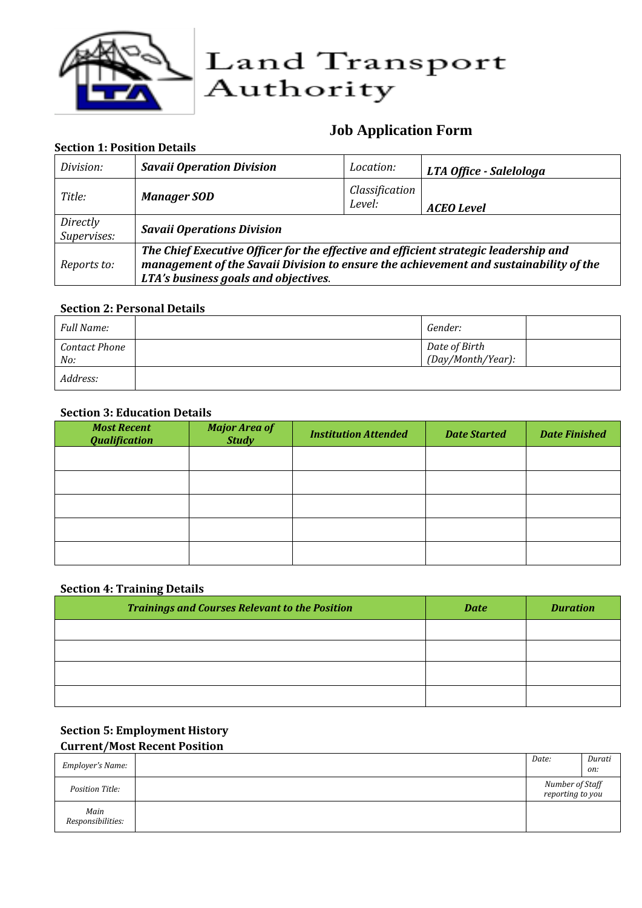# Land Transport Authority

## Job Application Form

### Section 1: Position Details

| | | | |
|---|---|---|---|
| *Division:* | ***Savaii Operation Division*** | *Location:* | ***LTA Office - Salelologa*** |
| *Title:* | ***Manager SOD*** | *Classification Level:* | ***ACEO Level*** |
| *Directly Supervises:* | ***Savaii Operations Division*** | | |
| *Reports to:* | ***The Chief Executive Officer for the effective and efficient strategic leadership and management of the Savaii Division to ensure the achievement and sustainability of the LTA's business goals and objectives.*** | | |

### Section 2: Personal Details

| | | | |
|---|---|---|---|
| *Full Name:* | | *Gender:* | |
| *Contact Phone No:* | | *Date of Birth (Day/Month/Year):* | |
| *Address:* | | | |

### Section 3: Education Details

| ***Most Recent Qualification*** | ***Major Area of Study*** | ***Institution Attended*** | ***Date Started*** | ***Date Finished*** |
|---|---|---|---|---|
| | | | | |
| | | | | |
| | | | | |
| | | | | |
| | | | | |

### Section 4: Training Details

| ***Trainings and Courses Relevant to the Position*** | ***Date*** | ***Duration*** |
|---|---|---|
| | | |
| | | |
| | | |
| | | |

### Section 5: Employment History

### Current/Most Recent Position

| | | | |
|---|---|---|---|
| *Employer's Name:* | | *Date:* | *Duration:* |
| *Position Title:* | | *Number of Staff reporting to you* | |
| *Main Responsibilities:* | | | |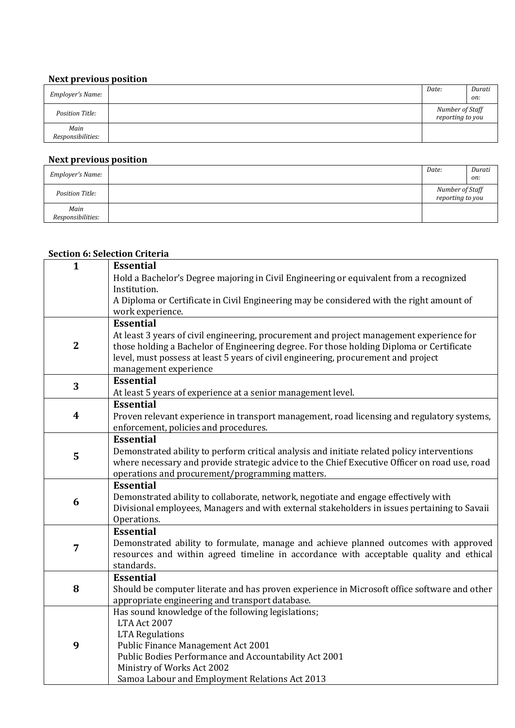**Next previous position**

| *Employer's Name:* | | *Date:* | *Duration:* |
|---|---|---|---|
| *Position Title:* | | *Number of Staff reporting to you* | |
| *Main Responsibilities:* | | | |

**Next previous position**

| *Employer's Name:* | | *Date:* | *Duration:* |
|---|---|---|---|
| *Position Title:* | | *Number of Staff reporting to you* | |
| *Main Responsibilities:* | | | |

**Section 6: Selection Criteria**

| | |
|---|---|
| **1** | **Essential**<br>Hold a Bachelor's Degree majoring in Civil Engineering or equivalent from a recognized Institution.<br>A Diploma or Certificate in Civil Engineering may be considered with the right amount of work experience. |
| **2** | **Essential**<br>At least 3 years of civil engineering, procurement and project management experience for those holding a Bachelor of Engineering degree. For those holding Diploma or Certificate level, must possess at least 5 years of civil engineering, procurement and project management experience |
| **3** | **Essential**<br>At least 5 years of experience at a senior management level. |
| **4** | **Essential**<br>Proven relevant experience in transport management, road licensing and regulatory systems, enforcement, policies and procedures. |
| **5** | **Essential**<br>Demonstrated ability to perform critical analysis and initiate related policy interventions where necessary and provide strategic advice to the Chief Executive Officer on road use, road operations and procurement/programming matters. |
| **6** | **Essential**<br>Demonstrated ability to collaborate, network, negotiate and engage effectively with Divisional employees, Managers and with external stakeholders in issues pertaining to Savaii Operations. |
| **7** | **Essential**<br>Demonstrated ability to formulate, manage and achieve planned outcomes with approved resources and within agreed timeline in accordance with acceptable quality and ethical standards. |
| **8** | **Essential**<br>Should be computer literate and has proven experience in Microsoft office software and other appropriate engineering and transport database. |
| **9** | Has sound knowledge of the following legislations;<br>LTA Act 2007<br>LTA Regulations<br>Public Finance Management Act 2001<br>Public Bodies Performance and Accountability Act 2001<br>Ministry of Works Act 2002<br>Samoa Labour and Employment Relations Act 2013 |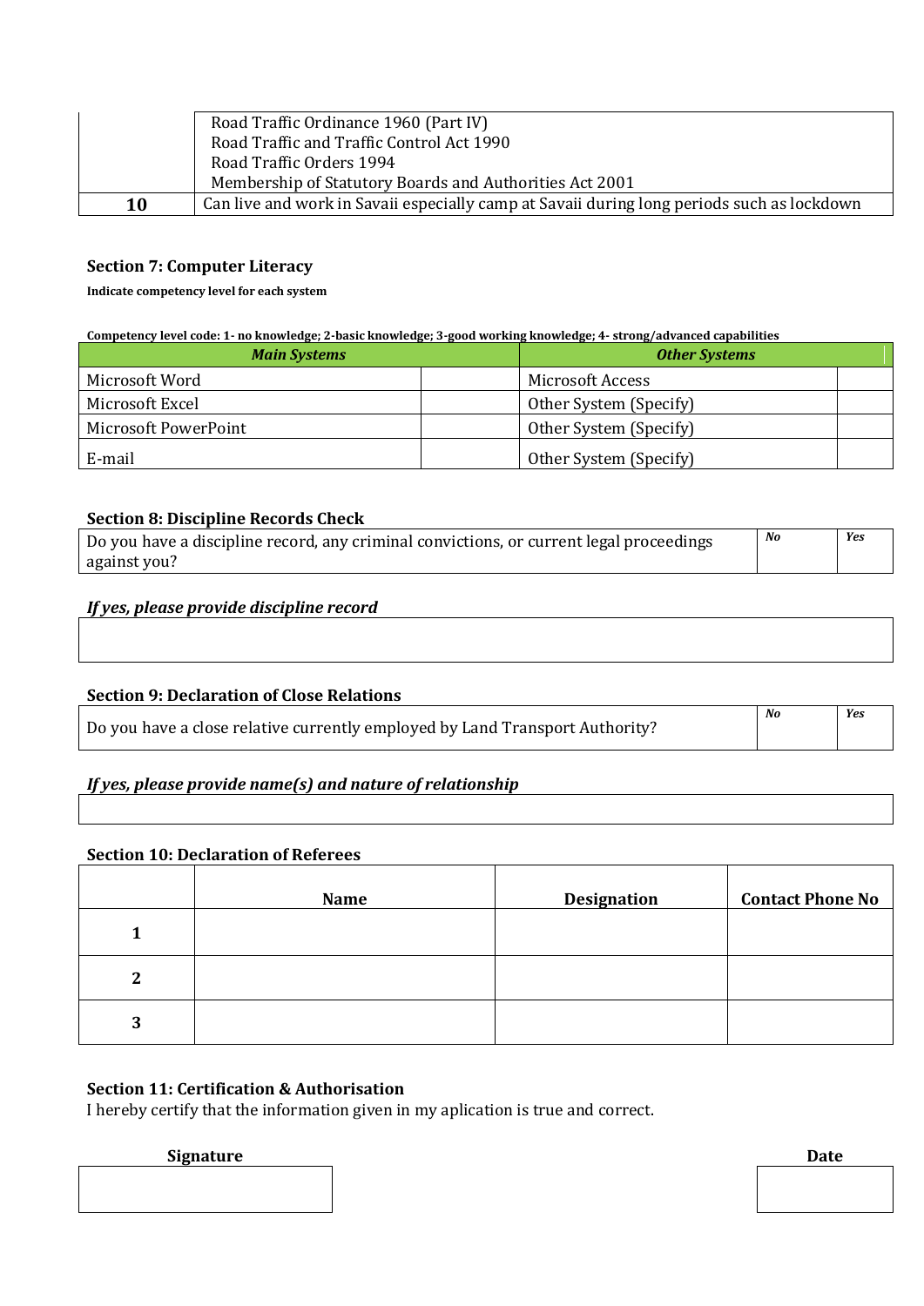|  | Road Traffic Ordinance 1960 (Part IV)<br>Road Traffic and Traffic Control Act 1990<br>Road Traffic Orders 1994<br>Membership of Statutory Boards and Authorities Act 2001 |
|---|---|
| **10** | Can live and work in Savaii especially camp at Savaii during long periods such as lockdown |

### Section 7: Computer Literacy

**Indicate competency level for each system**

**Competency level code: 1- no knowledge; 2-basic knowledge; 3-good working knowledge; 4- strong/advanced capabilities**

| ***Main Systems*** | | ***Other Systems*** | |
|---|---|---|---|
| Microsoft Word | | Microsoft Access | |
| Microsoft Excel | | Other System (Specify) | |
| Microsoft PowerPoint | | Other System (Specify) | |
| E-mail | | Other System (Specify) | |

### Section 8: Discipline Records Check

| Do you have a discipline record, any criminal convictions, or current legal proceedings against you? | ***No*** | ***Yes*** |
|---|---|---|

***If yes, please provide discipline record***

| |
|---|
| |

### Section 9: Declaration of Close Relations

| Do you have a close relative currently employed by Land Transport Authority? | ***No*** | ***Yes*** |
|---|---|---|

***If yes, please provide name(s) and nature of relationship***

| |
|---|
| |

### Section 10: Declaration of Referees

| | **Name** | **Designation** | **Contact Phone No** |
|---|---|---|---|
| **1** | | | |
| **2** | | | |
| **3** | | | |

### Section 11: Certification & Authorisation

I hereby certify that the information given in my aplication is true and correct.

| **Signature** | **Date** |
|---|---|
| | |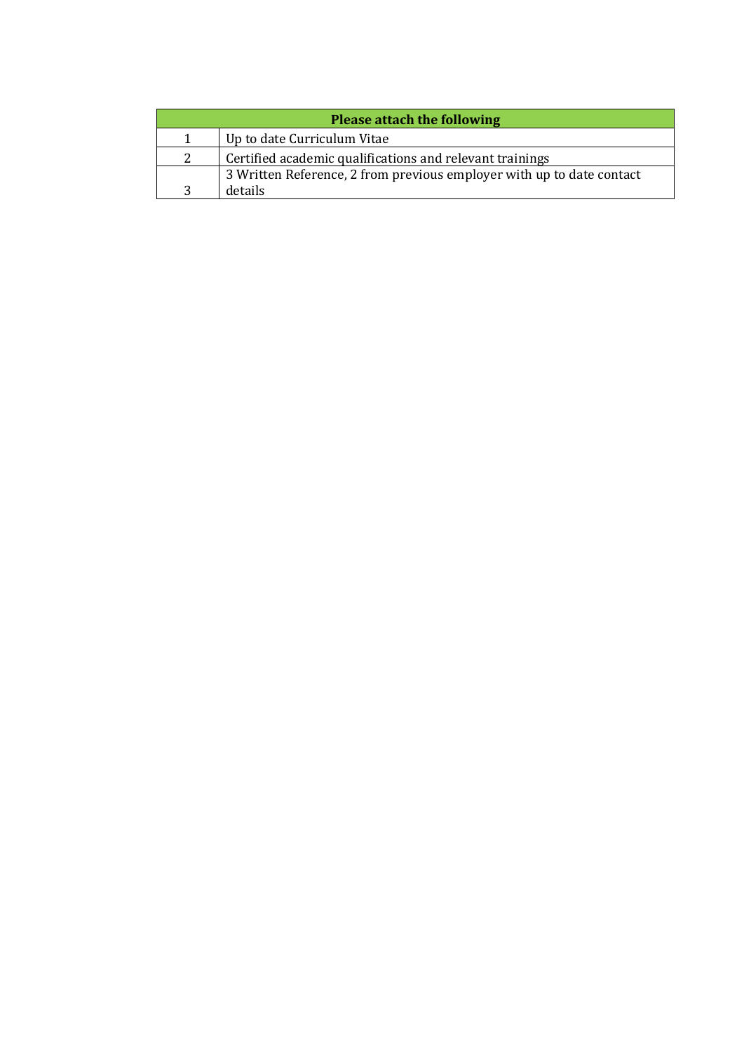| Please attach the following | |
|---|---|
| 1 | Up to date Curriculum Vitae |
| 2 | Certified academic qualifications and relevant trainings |
| 3 | 3 Written Reference, 2 from previous employer with up to date contact details |